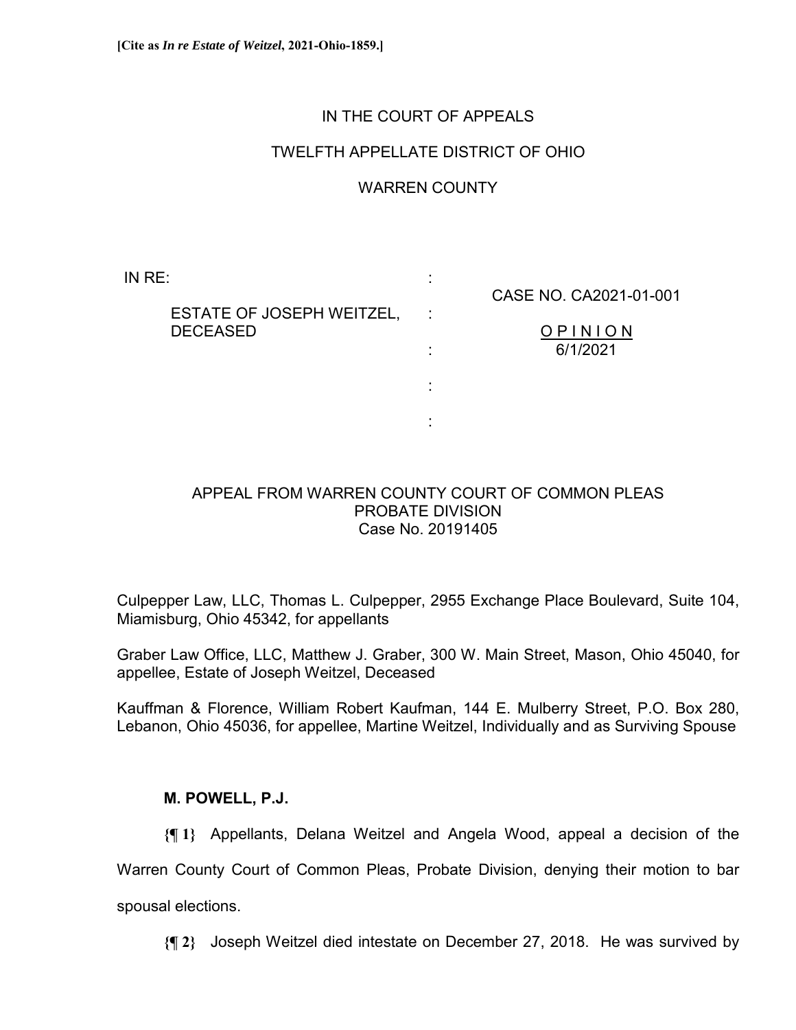**[Cite as *In re Estate of Weitzel*, 2021-Ohio-1859.]**

IN THE COURT OF APPEALS

TWELFTH APPELLATE DISTRICT OF OHIO

WARREN COUNTY

| | | |
|---|---|---|
| IN RE: | : | |
| | | CASE NO. CA2021-01-001 |
| ESTATE OF JOSEPH WEITZEL, DECEASED | : | |
| | | <u>O P I N I O N</u> |
| | : | 6/1/2021 |
| | : | |
| | : | |

APPEAL FROM WARREN COUNTY COURT OF COMMON PLEAS
PROBATE DIVISION
Case No. 20191405

Culpepper Law, LLC, Thomas L. Culpepper, 2955 Exchange Place Boulevard, Suite 104, Miamisburg, Ohio 45342, for appellants

Graber Law Office, LLC, Matthew J. Graber, 300 W. Main Street, Mason, Ohio 45040, for appellee, Estate of Joseph Weitzel, Deceased

Kauffman & Florence, William Robert Kaufman, 144 E. Mulberry Street, P.O. Box 280, Lebanon, Ohio 45036, for appellee, Martine Weitzel, Individually and as Surviving Spouse

**M. POWELL, P.J.**

**{¶ 1}** Appellants, Delana Weitzel and Angela Wood, appeal a decision of the Warren County Court of Common Pleas, Probate Division, denying their motion to bar spousal elections.

**{¶ 2}** Joseph Weitzel died intestate on December 27, 2018. He was survived by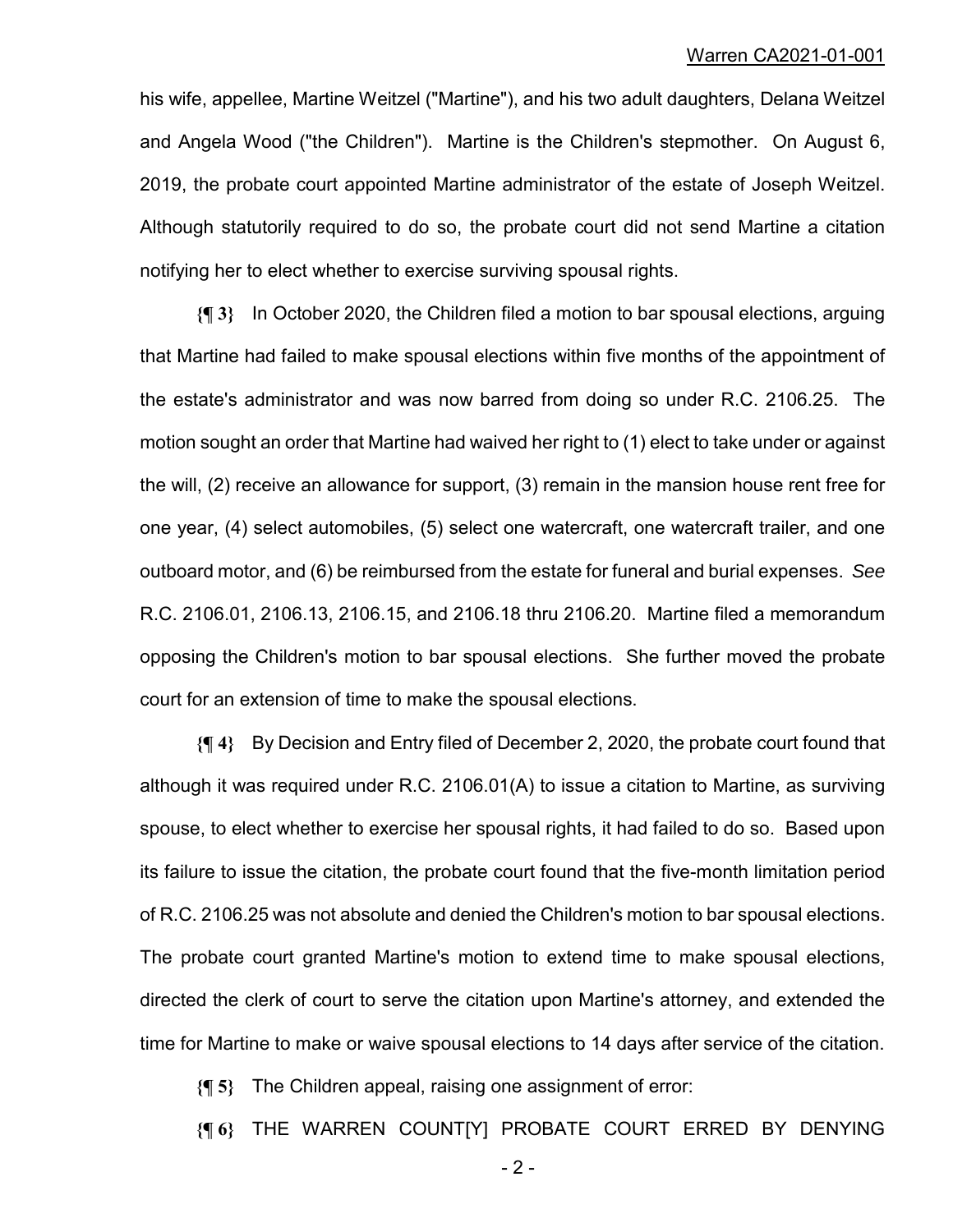his wife, appellee, Martine Weitzel ("Martine"), and his two adult daughters, Delana Weitzel and Angela Wood ("the Children"). Martine is the Children's stepmother. On August 6, 2019, the probate court appointed Martine administrator of the estate of Joseph Weitzel. Although statutorily required to do so, the probate court did not send Martine a citation notifying her to elect whether to exercise surviving spousal rights.

**{¶ 3}** In October 2020, the Children filed a motion to bar spousal elections, arguing that Martine had failed to make spousal elections within five months of the appointment of the estate's administrator and was now barred from doing so under R.C. 2106.25. The motion sought an order that Martine had waived her right to (1) elect to take under or against the will, (2) receive an allowance for support, (3) remain in the mansion house rent free for one year, (4) select automobiles, (5) select one watercraft, one watercraft trailer, and one outboard motor, and (6) be reimbursed from the estate for funeral and burial expenses. *See* R.C. 2106.01, 2106.13, 2106.15, and 2106.18 thru 2106.20. Martine filed a memorandum opposing the Children's motion to bar spousal elections. She further moved the probate court for an extension of time to make the spousal elections.

**{¶ 4}** By Decision and Entry filed of December 2, 2020, the probate court found that although it was required under R.C. 2106.01(A) to issue a citation to Martine, as surviving spouse, to elect whether to exercise her spousal rights, it had failed to do so. Based upon its failure to issue the citation, the probate court found that the five-month limitation period of R.C. 2106.25 was not absolute and denied the Children's motion to bar spousal elections. The probate court granted Martine's motion to extend time to make spousal elections, directed the clerk of court to serve the citation upon Martine's attorney, and extended the time for Martine to make or waive spousal elections to 14 days after service of the citation.

**{¶ 5}** The Children appeal, raising one assignment of error:

**{¶ 6}** THE WARREN COUNT[Y] PROBATE COURT ERRED BY DENYING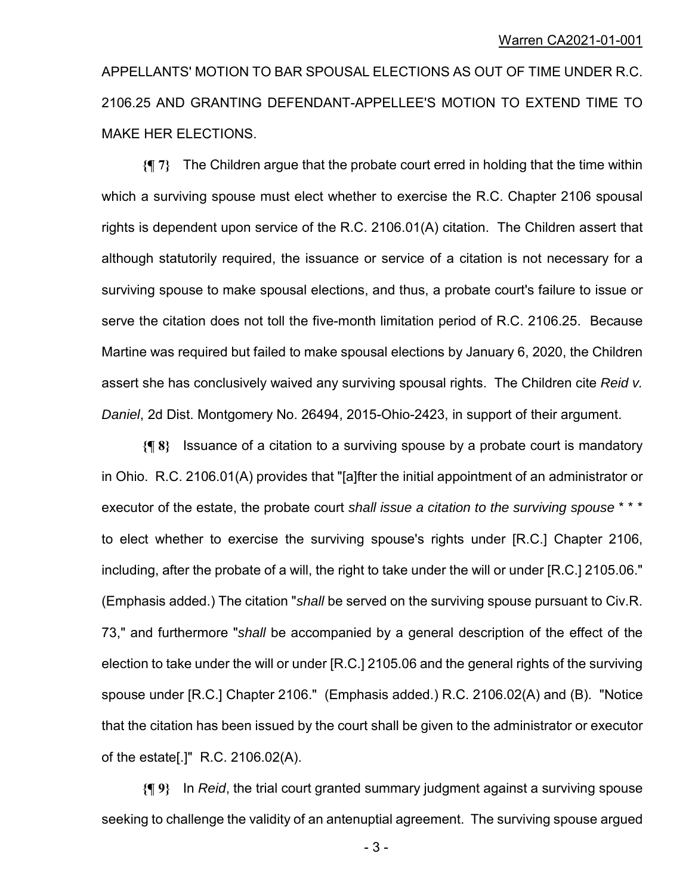APPELLANTS' MOTION TO BAR SPOUSAL ELECTIONS AS OUT OF TIME UNDER R.C. 2106.25 AND GRANTING DEFENDANT-APPELLEE'S MOTION TO EXTEND TIME TO MAKE HER ELECTIONS.

**{¶ 7}** The Children argue that the probate court erred in holding that the time within which a surviving spouse must elect whether to exercise the R.C. Chapter 2106 spousal rights is dependent upon service of the R.C. 2106.01(A) citation. The Children assert that although statutorily required, the issuance or service of a citation is not necessary for a surviving spouse to make spousal elections, and thus, a probate court's failure to issue or serve the citation does not toll the five-month limitation period of R.C. 2106.25. Because Martine was required but failed to make spousal elections by January 6, 2020, the Children assert she has conclusively waived any surviving spousal rights. The Children cite *Reid v. Daniel*, 2d Dist. Montgomery No. 26494, 2015-Ohio-2423, in support of their argument.

**{¶ 8}** Issuance of a citation to a surviving spouse by a probate court is mandatory in Ohio. R.C. 2106.01(A) provides that "[a]fter the initial appointment of an administrator or executor of the estate, the probate court *shall issue a citation to the surviving spouse* * * * to elect whether to exercise the surviving spouse's rights under [R.C.] Chapter 2106, including, after the probate of a will, the right to take under the will or under [R.C.] 2105.06." (Emphasis added.) The citation "*shall* be served on the surviving spouse pursuant to Civ.R. 73," and furthermore "*shall* be accompanied by a general description of the effect of the election to take under the will or under [R.C.] 2105.06 and the general rights of the surviving spouse under [R.C.] Chapter 2106." (Emphasis added.) R.C. 2106.02(A) and (B). "Notice that the citation has been issued by the court shall be given to the administrator or executor of the estate[.]" R.C. 2106.02(A).

**{¶ 9}** In *Reid*, the trial court granted summary judgment against a surviving spouse seeking to challenge the validity of an antenuptial agreement. The surviving spouse argued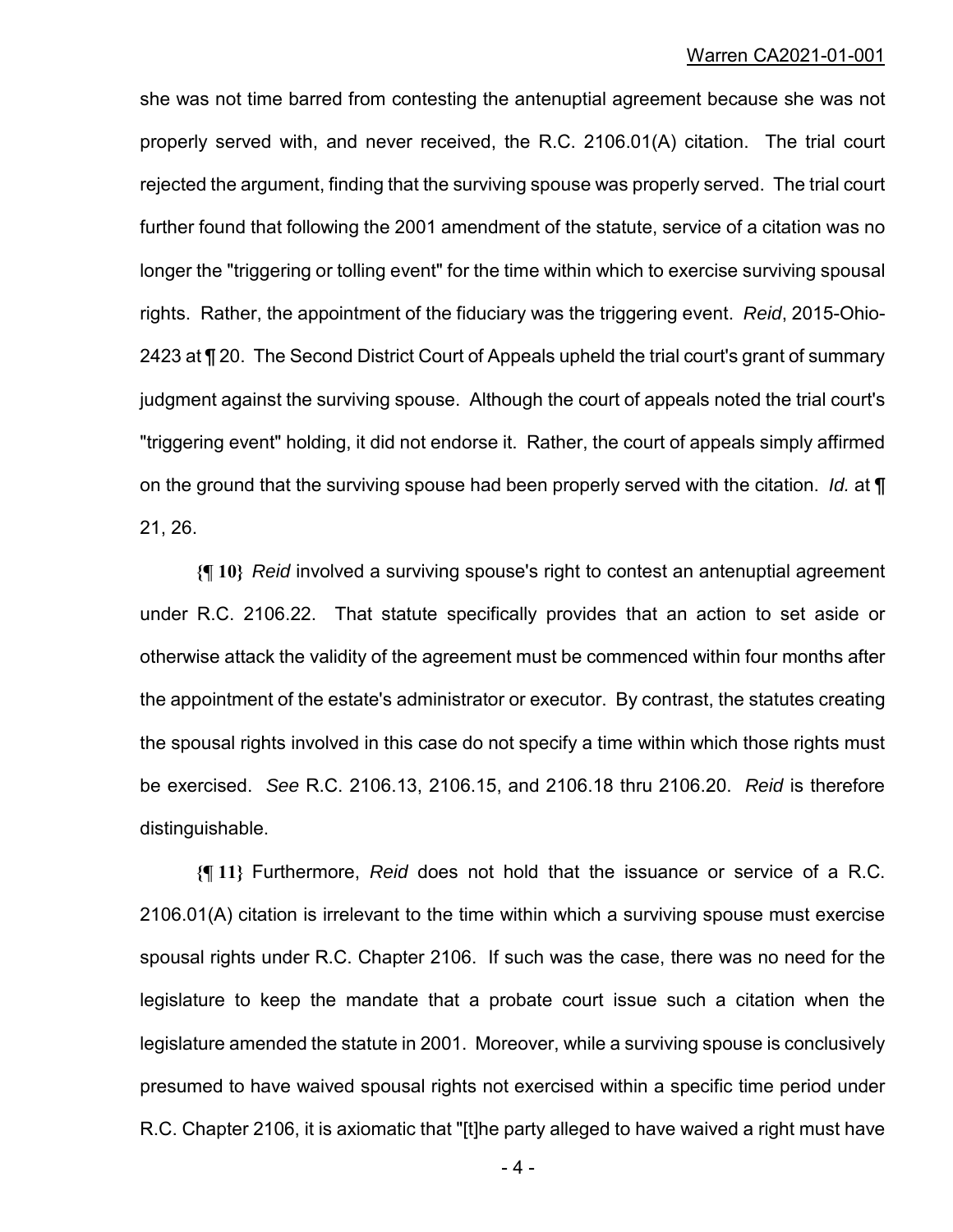she was not time barred from contesting the antenuptial agreement because she was not properly served with, and never received, the R.C. 2106.01(A) citation. The trial court rejected the argument, finding that the surviving spouse was properly served. The trial court further found that following the 2001 amendment of the statute, service of a citation was no longer the "triggering or tolling event" for the time within which to exercise surviving spousal rights. Rather, the appointment of the fiduciary was the triggering event. *Reid*, 2015-Ohio-2423 at ¶ 20. The Second District Court of Appeals upheld the trial court's grant of summary judgment against the surviving spouse. Although the court of appeals noted the trial court's "triggering event" holding, it did not endorse it. Rather, the court of appeals simply affirmed on the ground that the surviving spouse had been properly served with the citation. *Id.* at ¶ 21, 26.

**{¶ 10}** *Reid* involved a surviving spouse's right to contest an antenuptial agreement under R.C. 2106.22. That statute specifically provides that an action to set aside or otherwise attack the validity of the agreement must be commenced within four months after the appointment of the estate's administrator or executor. By contrast, the statutes creating the spousal rights involved in this case do not specify a time within which those rights must be exercised. *See* R.C. 2106.13, 2106.15, and 2106.18 thru 2106.20. *Reid* is therefore distinguishable.

**{¶ 11}** Furthermore, *Reid* does not hold that the issuance or service of a R.C. 2106.01(A) citation is irrelevant to the time within which a surviving spouse must exercise spousal rights under R.C. Chapter 2106. If such was the case, there was no need for the legislature to keep the mandate that a probate court issue such a citation when the legislature amended the statute in 2001. Moreover, while a surviving spouse is conclusively presumed to have waived spousal rights not exercised within a specific time period under R.C. Chapter 2106, it is axiomatic that "[t]he party alleged to have waived a right must have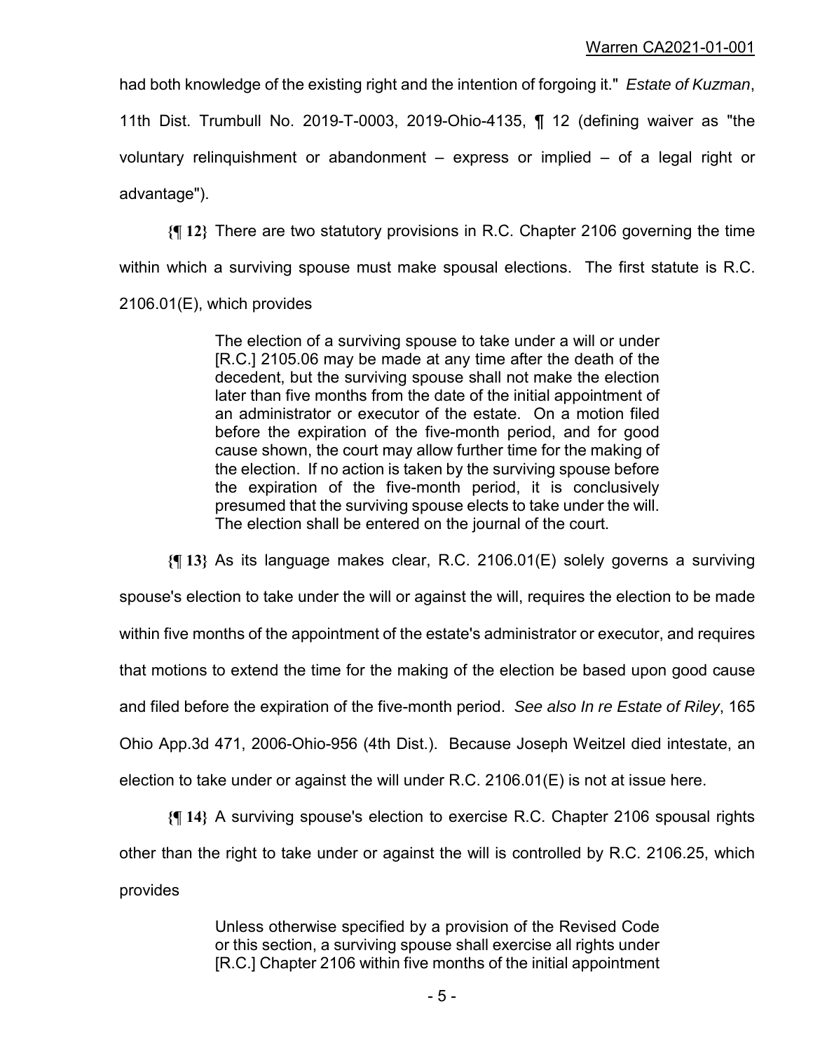had both knowledge of the existing right and the intention of forgoing it." *Estate of Kuzman*, 11th Dist. Trumbull No. 2019-T-0003, 2019-Ohio-4135, ¶ 12 (defining waiver as "the voluntary relinquishment or abandonment – express or implied – of a legal right or advantage").

**{¶ 12}** There are two statutory provisions in R.C. Chapter 2106 governing the time within which a surviving spouse must make spousal elections. The first statute is R.C. 2106.01(E), which provides

> The election of a surviving spouse to take under a will or under [R.C.] 2105.06 may be made at any time after the death of the decedent, but the surviving spouse shall not make the election later than five months from the date of the initial appointment of an administrator or executor of the estate. On a motion filed before the expiration of the five-month period, and for good cause shown, the court may allow further time for the making of the election. If no action is taken by the surviving spouse before the expiration of the five-month period, it is conclusively presumed that the surviving spouse elects to take under the will. The election shall be entered on the journal of the court.

**{¶ 13}** As its language makes clear, R.C. 2106.01(E) solely governs a surviving spouse's election to take under the will or against the will, requires the election to be made within five months of the appointment of the estate's administrator or executor, and requires that motions to extend the time for the making of the election be based upon good cause and filed before the expiration of the five-month period. *See also In re Estate of Riley*, 165 Ohio App.3d 471, 2006-Ohio-956 (4th Dist.). Because Joseph Weitzel died intestate, an election to take under or against the will under R.C. 2106.01(E) is not at issue here.

**{¶ 14}** A surviving spouse's election to exercise R.C. Chapter 2106 spousal rights other than the right to take under or against the will is controlled by R.C. 2106.25, which provides

> Unless otherwise specified by a provision of the Revised Code or this section, a surviving spouse shall exercise all rights under [R.C.] Chapter 2106 within five months of the initial appointment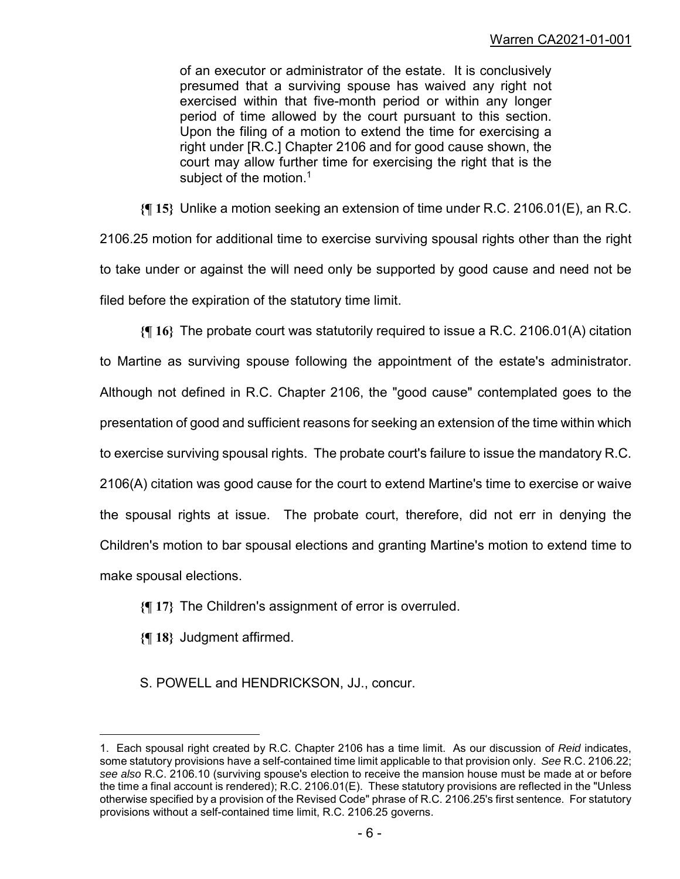> of an executor or administrator of the estate. It is conclusively presumed that a surviving spouse has waived any right not exercised within that five-month period or within any longer period of time allowed by the court pursuant to this section. Upon the filing of a motion to extend the time for exercising a right under [R.C.] Chapter 2106 and for good cause shown, the court may allow further time for exercising the right that is the subject of the motion.[1]

**{¶ 15}** Unlike a motion seeking an extension of time under R.C. 2106.01(E), an R.C. 2106.25 motion for additional time to exercise surviving spousal rights other than the right to take under or against the will need only be supported by good cause and need not be filed before the expiration of the statutory time limit.

**{¶ 16}** The probate court was statutorily required to issue a R.C. 2106.01(A) citation to Martine as surviving spouse following the appointment of the estate's administrator. Although not defined in R.C. Chapter 2106, the "good cause" contemplated goes to the presentation of good and sufficient reasons for seeking an extension of the time within which to exercise surviving spousal rights. The probate court's failure to issue the mandatory R.C. 2106(A) citation was good cause for the court to extend Martine's time to exercise or waive the spousal rights at issue. The probate court, therefore, did not err in denying the Children's motion to bar spousal elections and granting Martine's motion to extend time to make spousal elections.

**{¶ 17}** The Children's assignment of error is overruled.

**{¶ 18}** Judgment affirmed.

S. POWELL and HENDRICKSON, JJ., concur.

---

1. Each spousal right created by R.C. Chapter 2106 has a time limit. As our discussion of *Reid* indicates, some statutory provisions have a self-contained time limit applicable to that provision only. *See* R.C. 2106.22; *see also* R.C. 2106.10 (surviving spouse's election to receive the mansion house must be made at or before the time a final account is rendered); R.C. 2106.01(E). These statutory provisions are reflected in the "Unless otherwise specified by a provision of the Revised Code" phrase of R.C. 2106.25's first sentence. For statutory provisions without a self-contained time limit, R.C. 2106.25 governs.